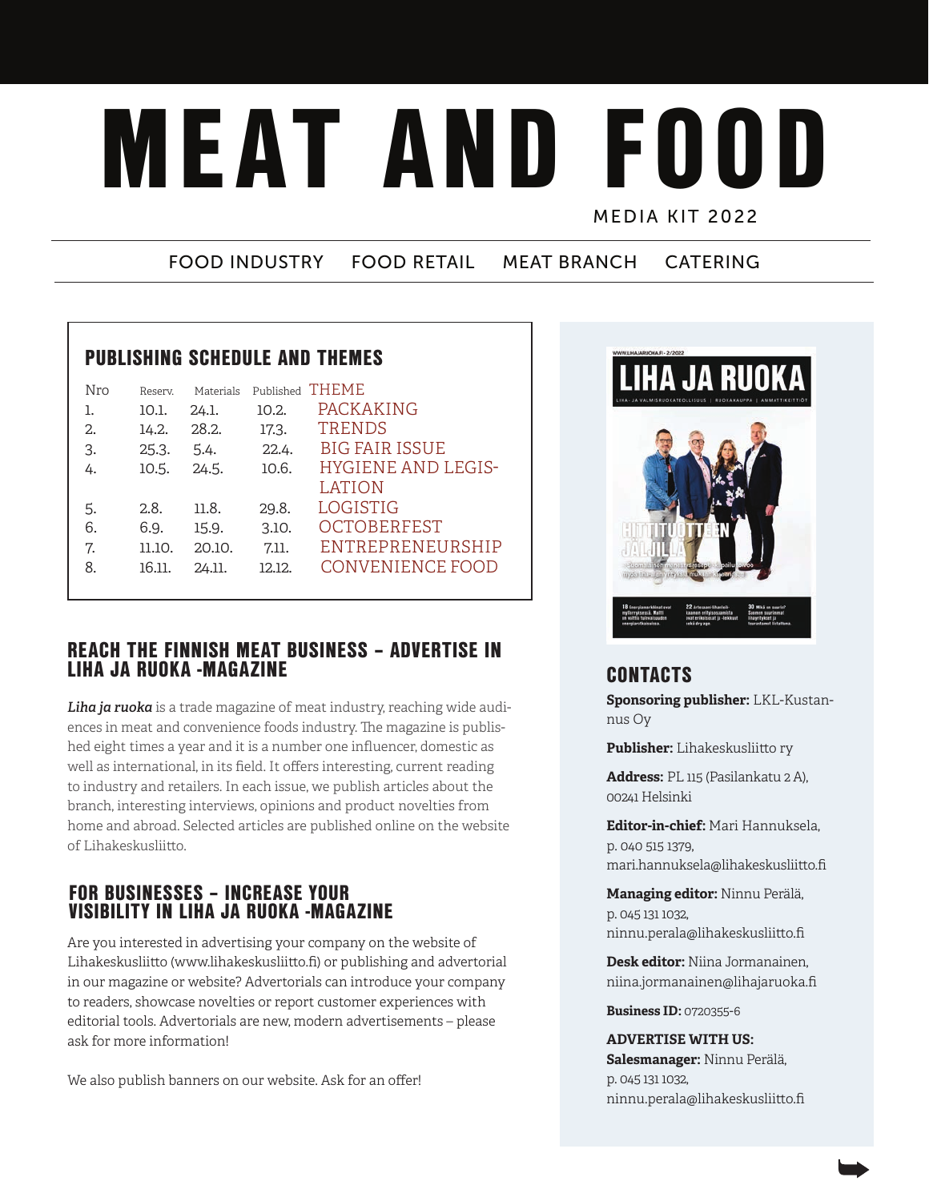# MEAT AND FOOD

MEDIA KIT 2022

FOOD INDUSTRY FOOD RETAIL MEAT BRANCH CATERING

## PUBLISHING SCHEDULE AND THEMES

| Nro | Reserv. | Materials | Published | THEME |
|---|---|---|---|---|
| 1. | 10.1. | 24.1. | 10.2. | PACKAKING |
| 2. | 14.2. | 28.2. | 17.3. | TRENDS |
| 3. | 25.3. | 5.4. | 22.4. | BIG FAIR ISSUE |
| 4. | 10.5. | 24.5. | 10.6. | HYGIENE AND LEGIS-LATION |
| 5. | 2.8. | 11.8. | 29.8. | LOGISTIG |
| 6. | 6.9. | 15.9. | 3.10. | OCTOBERFEST |
| 7. | 11.10. | 20.10. | 7.11. | ENTREPRENEURSHIP |
| 8. | 16.11. | 24.11. | 12.12. | CONVENIENCE FOOD |

## REACH THE FINNISH MEAT BUSINESS – ADVERTISE IN LIHA JA RUOKA -MAGAZINE

***Liha ja ruoka*** is a trade magazine of meat industry, reaching wide audiences in meat and convenience foods industry. The magazine is published eight times a year and it is a number one influencer, domestic as well as international, in its field. It offers interesting, current reading to industry and retailers. In each issue, we publish articles about the branch, interesting interviews, opinions and product novelties from home and abroad. Selected articles are published online on the website of Lihakeskusliitto.

## FOR BUSINESSES – INCREASE YOUR VISIBILITY IN LIHA JA RUOKA -MAGAZINE

Are you interested in advertising your company on the website of Lihakeskusliitto (www.lihakeskusliitto.fi) or publishing and advertorial in our magazine or website? Advertorials can introduce your company to readers, showcase novelties or report customer experiences with editorial tools. Advertorials are new, modern advertisements – please ask for more information!

We also publish banners on our website. Ask for an offer!

## CONTACTS

**Sponsoring publisher:** LKL-Kustannus Oy

**Publisher:** Lihakeskusliitto ry

**Address:** PL 115 (Pasilankatu 2 A), 00241 Helsinki

**Editor-in-chief:** Mari Hannuksela, p. 040 515 1379, mari.hannuksela@lihakeskusliitto.fi

**Managing editor:** Ninnu Perälä, p. 045 131 1032, ninnu.perala@lihakeskusliitto.fi

**Desk editor:** Niina Jormanainen, niina.jormanainen@lihajaruoka.fi

**Business ID:** 0720355-6

**ADVERTISE WITH US:**
**Salesmanager:** Ninnu Perälä, p. 045 131 1032, ninnu.perala@lihakeskusliitto.fi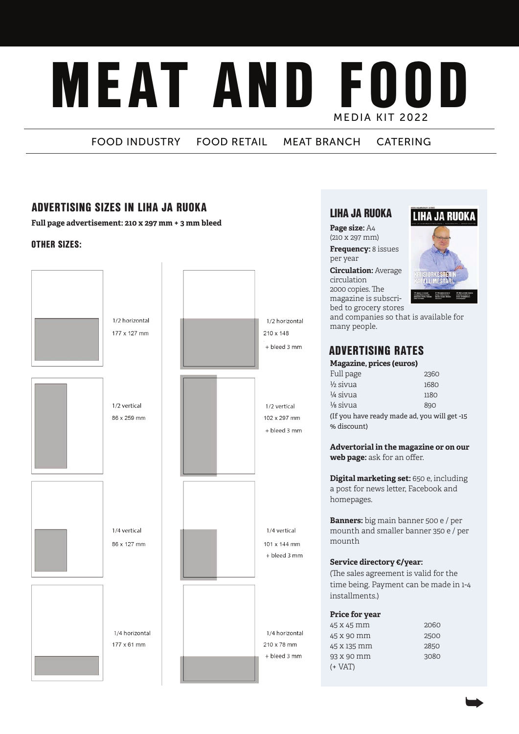# MEAT AND FOOD

MEDIA KIT 2022

FOOD INDUSTRY FOOD RETAIL MEAT BRANCH CATERING

## ADVERTISING SIZES IN LIHA JA RUOKA

**Full page advertisement: 210 x 297 mm + 3 mm bleed**

### OTHER SIZES:

1/2 horizontal
177 x 127 mm

1/2 horizontal
210 x 148
+ bleed 3 mm

1/2 vertical
86 x 259 mm

1/2 vertical
102 x 297 mm
+ bleed 3 mm

1/4 vertical
86 x 127 mm

1/4 vertical
101 x 144 mm
+ bleed 3 mm

1/4 horizontal
177 x 61 mm

1/4 horizontal
210 x 78 mm
+ bleed 3 mm

## LIHA JA RUOKA

**Page size:** A4 (210 x 297 mm)

**Frequency:** 8 issues per year

**Circulation:** Average circulation 2000 copies. The magazine is subscribed to grocery stores and companies so that is available for many people.

## ADVERTISING RATES

**Magazine, prices (euros)**

| | |
|---|---|
| Full page | 2360 |
| ½ sivua | 1680 |
| ¼ sivua | 1180 |
| ⅛ sivua | 890 |

(If you have ready made ad, you will get -15 % discount)

**Advertorial in the magazine or on our web page:** ask for an offer.

**Digital marketing set:** 650 e, including a post for news letter, Facebook and homepages.

**Banners:** big main banner 500 e / per mounth and smaller banner 350 e / per mounth

**Service directory €/year:**

(The sales agreement is valid for the time being. Payment can be made in 1-4 installments.)

**Price for year**

| | |
|---|---|
| 45 x 45 mm | 2060 |
| 45 x 90 mm | 2500 |
| 45 x 135 mm | 2850 |
| 93 x 90 mm | 3080 |

(+ VAT)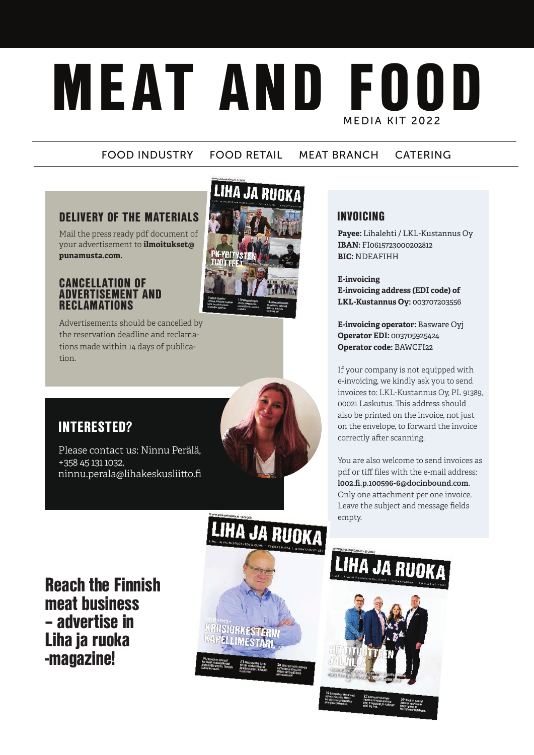# MEAT AND FOOD

MEDIA KIT 2022

FOOD INDUSTRY FOOD RETAIL MEAT BRANCH CATERING

## DELIVERY OF THE MATERIALS

Mail the press ready pdf document of your advertisement to **ilmoitukset@punamusta.com.**

## CANCELLATION OF ADVERTISEMENT AND RECLAMATIONS

Advertisements should be cancelled by the reservation deadline and reclamations made within 14 days of publication.

## INTERESTED?

Please contact us: Ninnu Perälä, +358 45 131 1032, ninnu.perala@lihakeskusliitto.fi

## INVOICING

**Payee:** Lihalehti / LKL-Kustannus Oy
**IBAN:** FI0615723000202812
**BIC:** NDEAFIHH

**E-invoicing**
**E-invoicing address (EDI code) of LKL-Kustannus Oy:** 003707203556

**E-invoicing operator:** Basware Oyj
**Operator EDI:** 003705925424
**Operator code:** BAWCFI22

If your company is not equipped with e-invoicing, we kindly ask you to send invoices to: LKL-Kustannus Oy, PL 91389, 00021 Laskutus. This address should also be printed on the invoice, not just on the envelope, to forward the invoice correctly after scanning.

You are also welcome to send invoices as pdf or tiff files with the e-mail address: **l002.fi.p.100596-6@docinbound.com**. Only one attachment per one invoice. Leave the subject and message fields empty.

## Reach the Finnish meat business – advertise in Liha ja ruoka -magazine!